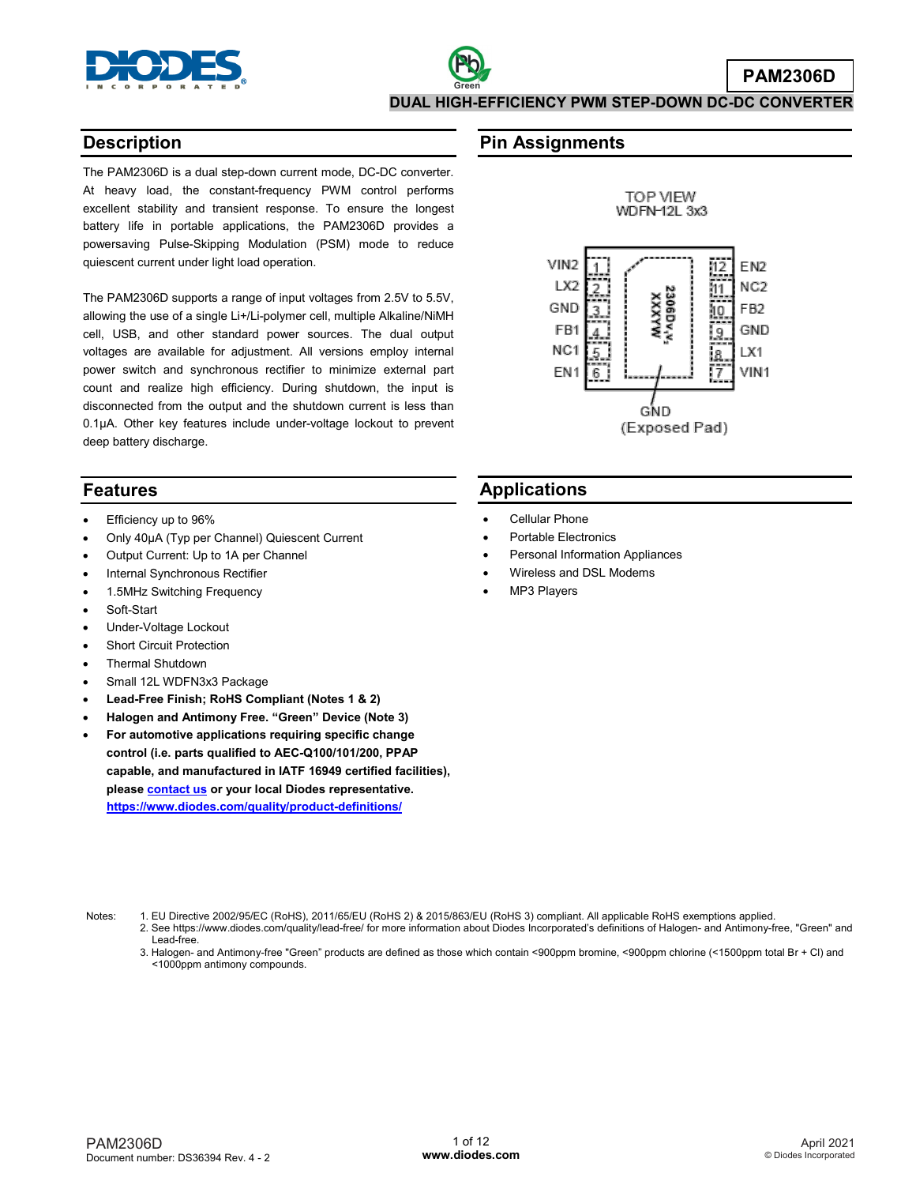# PAM2306D

**DUAL HIGH-EFFICIENCY PWM STEP-DOWN DC-DC CONVERTER**

## Description

The PAM2306D is a dual step-down current mode, DC-DC converter. At heavy load, the constant-frequency PWM control performs excellent stability and transient response. To ensure the longest battery life in portable applications, the PAM2306D provides a powersaving Pulse-Skipping Modulation (PSM) mode to reduce quiescent current under light load operation.

The PAM2306D supports a range of input voltages from 2.5V to 5.5V, allowing the use of a single Li+/Li-polymer cell, multiple Alkaline/NiMH cell, USB, and other standard power sources. The dual output voltages are available for adjustment. All versions employ internal power switch and synchronous rectifier to minimize external part count and realize high efficiency. During shutdown, the input is disconnected from the output and the shutdown current is less than 0.1µA. Other key features include under-voltage lockout to prevent deep battery discharge.

## Pin Assignments

TOP VIEW
WDFN-12L 3x3

| Pin | Name | Pin | Name |
|---|---|---|---|
| 1 | VIN2 | 12 | EN2 |
| 2 | LX2 | 11 | NC2 |
| 3 | GND | 10 | FB2 |
| 4 | FB1 | 9 | GND |
| 5 | NC1 | 8 | LX1 |
| 6 | EN1 | 7 | VIN1 |

Marking: 2306DV₁V₂ XXXYW

GND (Exposed Pad)

## Features

- Efficiency up to 96%
- Only 40µA (Typ per Channel) Quiescent Current
- Output Current: Up to 1A per Channel
- Internal Synchronous Rectifier
- 1.5MHz Switching Frequency
- Soft-Start
- Under-Voltage Lockout
- Short Circuit Protection
- Thermal Shutdown
- Small 12L WDFN3x3 Package
- **Lead-Free Finish; RoHS Compliant (Notes 1 & 2)**
- **Halogen and Antimony Free. "Green" Device (Note 3)**
- **For automotive applications requiring specific change control (i.e. parts qualified to AEC-Q100/101/200, PPAP capable, and manufactured in IATF 16949 certified facilities), please contact us or your local Diodes representative. https://www.diodes.com/quality/product-definitions/**

## Applications

- Cellular Phone
- Portable Electronics
- Personal Information Appliances
- Wireless and DSL Modems
- MP3 Players

Notes:
1. EU Directive 2002/95/EC (RoHS), 2011/65/EU (RoHS 2) & 2015/863/EU (RoHS 3) compliant. All applicable RoHS exemptions applied.
2. See https://www.diodes.com/quality/lead-free/ for more information about Diodes Incorporated's definitions of Halogen- and Antimony-free, "Green" and Lead-free.
3. Halogen- and Antimony-free "Green" products are defined as those which contain <900ppm bromine, <900ppm chlorine (<1500ppm total Br + Cl) and <1000ppm antimony compounds.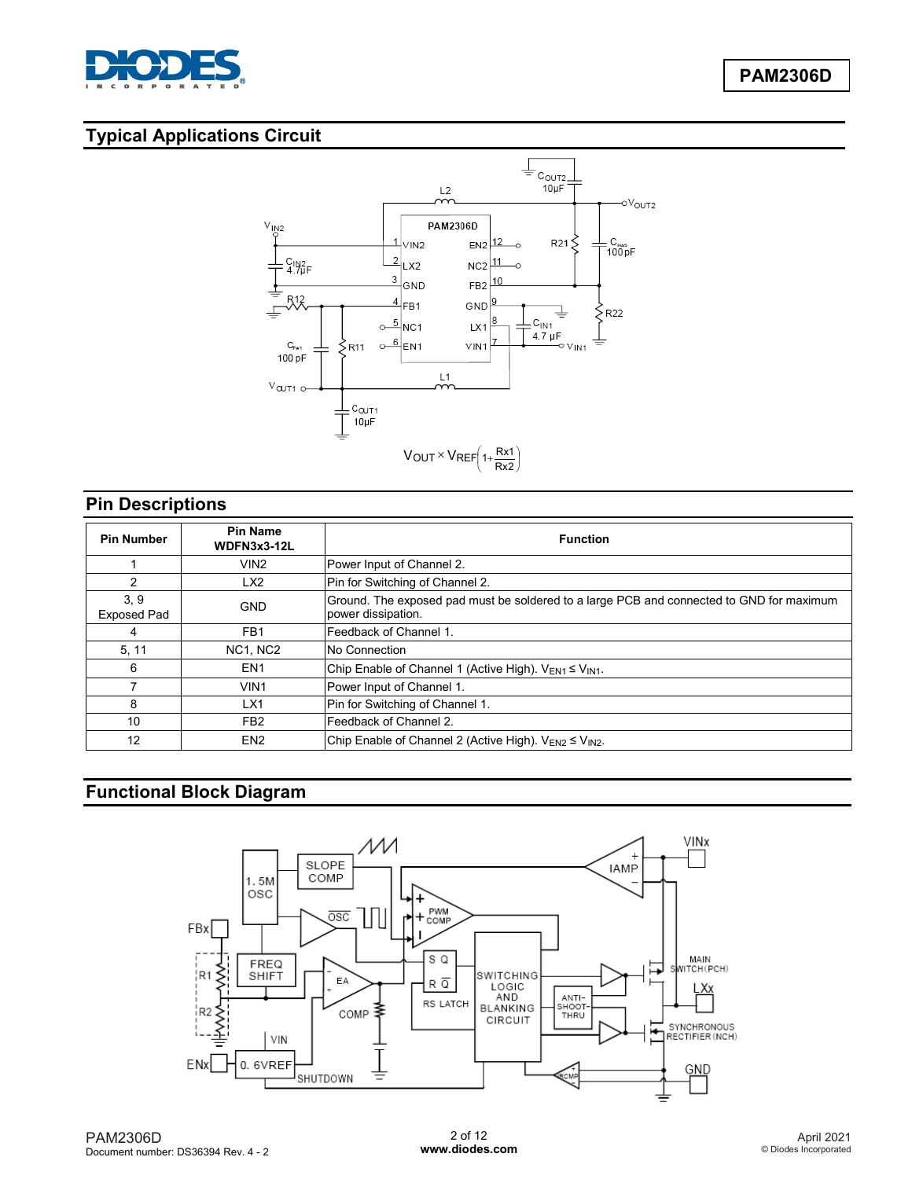## Typical Applications Circuit

$$V_{OUT} \times V_{REF}\left(1+\frac{R_{x1}}{R_{x2}}\right)$$

## Pin Descriptions

| Pin Number | Pin Name WDFN3x3-12L | Function |
|---|---|---|
| 1 | VIN2 | Power Input of Channel 2. |
| 2 | LX2 | Pin for Switching of Channel 2. |
| 3, 9 Exposed Pad | GND | Ground. The exposed pad must be soldered to a large PCB and connected to GND for maximum power dissipation. |
| 4 | FB1 | Feedback of Channel 1. |
| 5, 11 | NC1, NC2 | No Connection |
| 6 | EN1 | Chip Enable of Channel 1 (Active High). $V_{EN1} \le V_{IN1}$. |
| 7 | VIN1 | Power Input of Channel 1. |
| 8 | LX1 | Pin for Switching of Channel 1. |
| 10 | FB2 | Feedback of Channel 2. |
| 12 | EN2 | Chip Enable of Channel 2 (Active High). $V_{EN2} \le V_{IN2}$. |

## Functional Block Diagram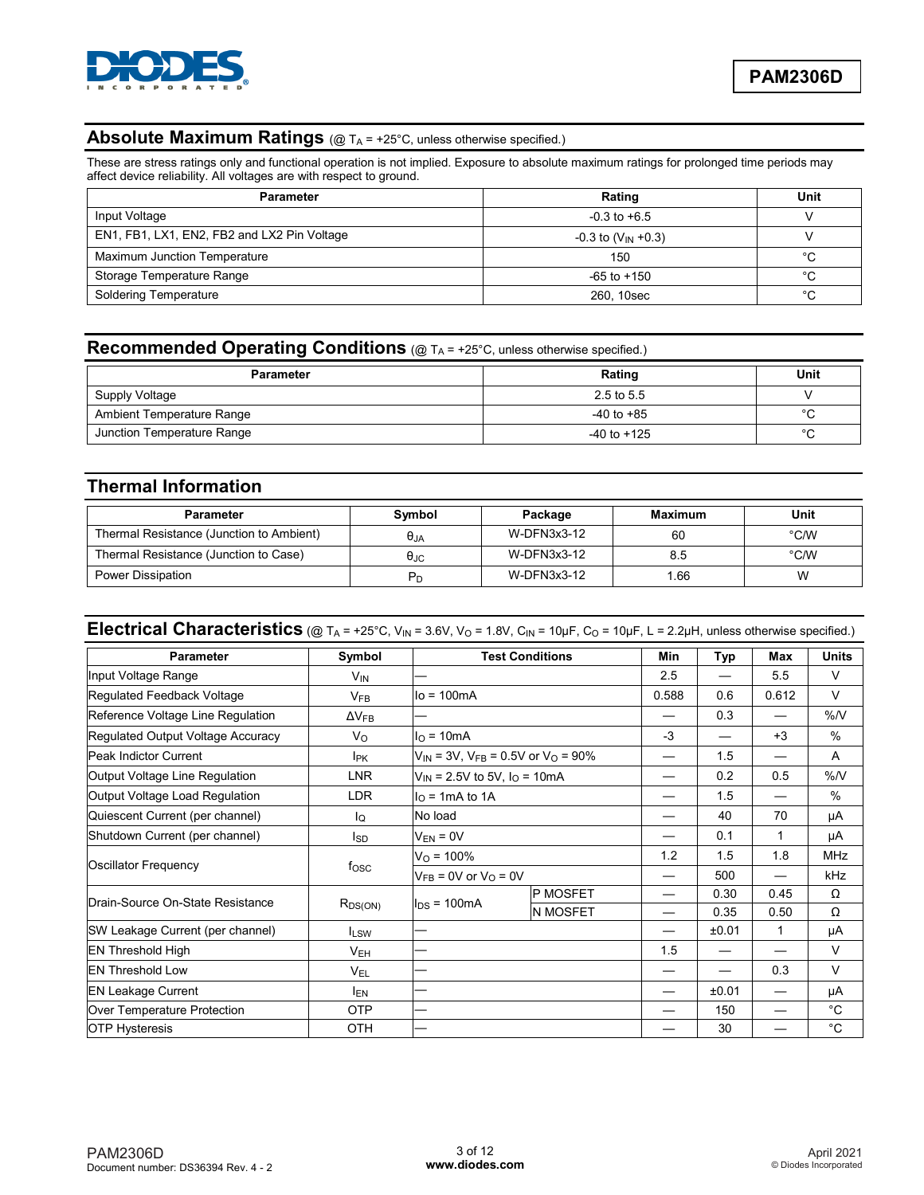## Absolute Maximum Ratings (@ $T_A$ = +25°C, unless otherwise specified.)

These are stress ratings only and functional operation is not implied. Exposure to absolute maximum ratings for prolonged time periods may affect device reliability. All voltages are with respect to ground.

| Parameter | Rating | Unit |
|---|---|---|
| Input Voltage | -0.3 to +6.5 | V |
| EN1, FB1, LX1, EN2, FB2 and LX2 Pin Voltage | -0.3 to ($V_{IN}$ +0.3) | V |
| Maximum Junction Temperature | 150 | °C |
| Storage Temperature Range | -65 to +150 | °C |
| Soldering Temperature | 260, 10sec | °C |

## Recommended Operating Conditions (@ $T_A$ = +25°C, unless otherwise specified.)

| Parameter | Rating | Unit |
|---|---|---|
| Supply Voltage | 2.5 to 5.5 | V |
| Ambient Temperature Range | -40 to +85 | °C |
| Junction Temperature Range | -40 to +125 | °C |

## Thermal Information

| Parameter | Symbol | Package | Maximum | Unit |
|---|---|---|---|---|
| Thermal Resistance (Junction to Ambient) | $\theta_{JA}$ | W-DFN3x3-12 | 60 | °C/W |
| Thermal Resistance (Junction to Case) | $\theta_{JC}$ | W-DFN3x3-12 | 8.5 | °C/W |
| Power Dissipation | $P_D$ | W-DFN3x3-12 | 1.66 | W |

## Electrical Characteristics (@ $T_A$ = +25°C, $V_{IN}$ = 3.6V, $V_O$ = 1.8V, $C_{IN}$ = 10µF, $C_O$ = 10µF, L = 2.2µH, unless otherwise specified.)

| Parameter | Symbol | Test Conditions | | Min | Typ | Max | Units |
|---|---|---|---|---|---|---|---|
| Input Voltage Range | $V_{IN}$ | — | | 2.5 | — | 5.5 | V |
| Regulated Feedback Voltage | $V_{FB}$ | Io = 100mA | | 0.588 | 0.6 | 0.612 | V |
| Reference Voltage Line Regulation | $\Delta V_{FB}$ | — | | — | 0.3 | — | %/V |
| Regulated Output Voltage Accuracy | $V_O$ | $I_O$ = 10mA | | -3 | — | +3 | % |
| Peak Indictor Current | $I_{PK}$ | $V_{IN}$ = 3V, $V_{FB}$ = 0.5V or $V_O$ = 90% | | — | 1.5 | — | A |
| Output Voltage Line Regulation | LNR | $V_{IN}$ = 2.5V to 5V, $I_O$ = 10mA | | — | 0.2 | 0.5 | %/V |
| Output Voltage Load Regulation | LDR | $I_O$ = 1mA to 1A | | — | 1.5 | — | % |
| Quiescent Current (per channel) | $I_Q$ | No load | | — | 40 | 70 | µA |
| Shutdown Current (per channel) | $I_{SD}$ | $V_{EN}$ = 0V | | — | 0.1 | 1 | µA |
| Oscillator Frequency | $f_{OSC}$ | $V_O$ = 100% | | 1.2 | 1.5 | 1.8 | MHz |
| | | $V_{FB}$ = 0V or $V_O$ = 0V | | — | 500 | — | kHz |
| Drain-Source On-State Resistance | $R_{DS(ON)}$ | $I_{DS}$ = 100mA | P MOSFET | — | 0.30 | 0.45 | Ω |
| | | | N MOSFET | — | 0.35 | 0.50 | Ω |
| SW Leakage Current (per channel) | $I_{LSW}$ | — | | — | ±0.01 | 1 | µA |
| EN Threshold High | $V_{EH}$ | — | | 1.5 | — | — | V |
| EN Threshold Low | $V_{EL}$ | — | | — | — | 0.3 | V |
| EN Leakage Current | $I_{EN}$ | — | | — | ±0.01 | — | µA |
| Over Temperature Protection | OTP | — | | — | 150 | — | °C |
| OTP Hysteresis | OTH | — | | — | 30 | — | °C |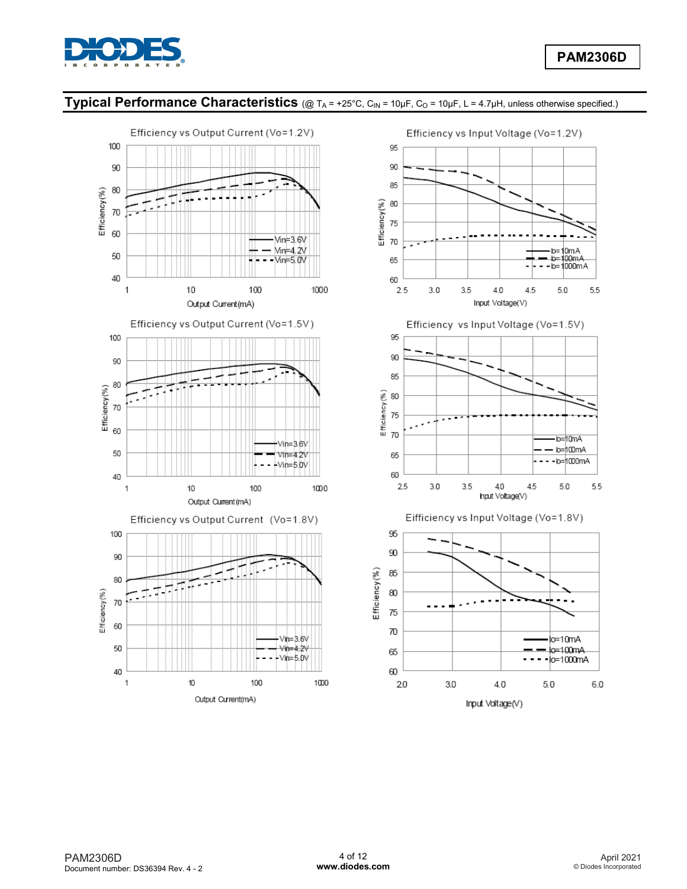## Typical Performance Characteristics (@ $T_A$ = +25°C, $C_{IN}$ = 10µF, $C_O$ = 10µF, L = 4.7µH, unless otherwise specified.)

Efficiency vs Output Current (Vo=1.2V)

Efficiency vs Input Voltage (Vo=1.2V)

Efficiency vs Output Current (Vo=1.5V)

Efficiency vs Input Voltage (Vo=1.5V)

Efficiency vs Output Current (Vo=1.8V)

Eifficiency vs Input Voltage (Vo=1.8V)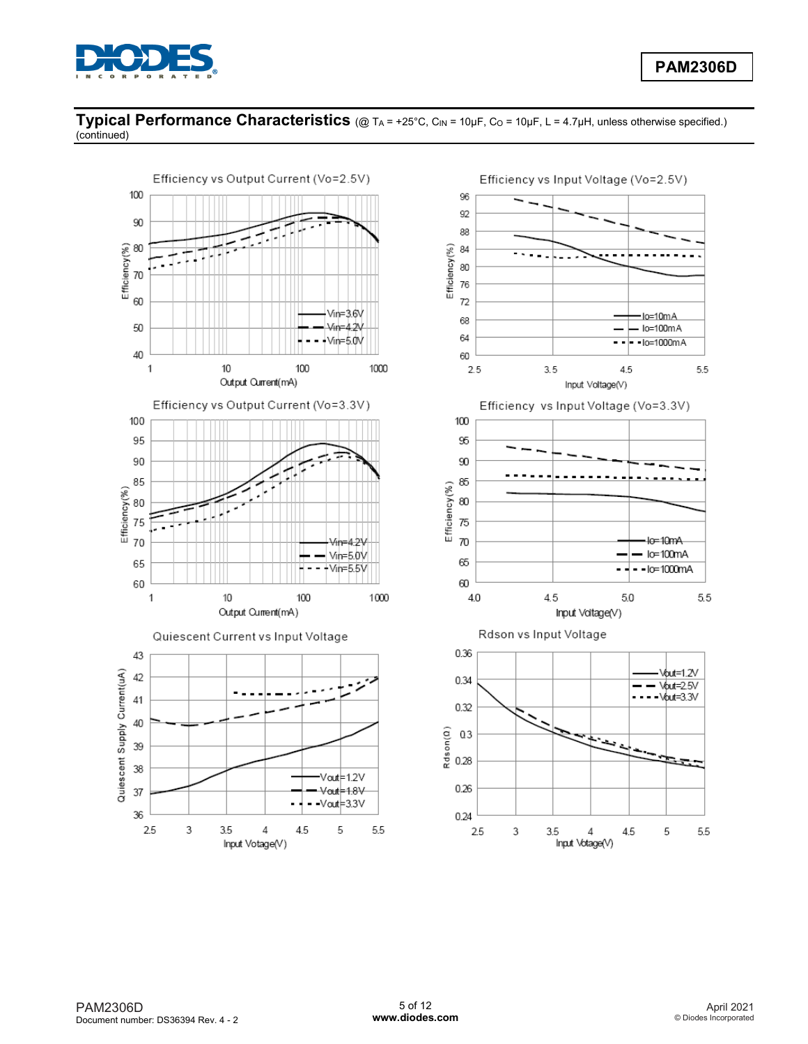## Typical Performance Characteristics (@ $T_A$ = +25°C, $C_{IN}$ = 10µF, $C_O$ = 10µF, L = 4.7µH, unless otherwise specified.) (continued)

Efficiency vs Output Current (Vo=2.5V)

Efficiency vs Input Voltage (Vo=2.5V)

Efficiency vs Output Current (Vo=3.3V)

Efficiency vs Input Voltage (Vo=3.3V)

Quiescent Current vs Input Voltage

Rdson vs Input Voltage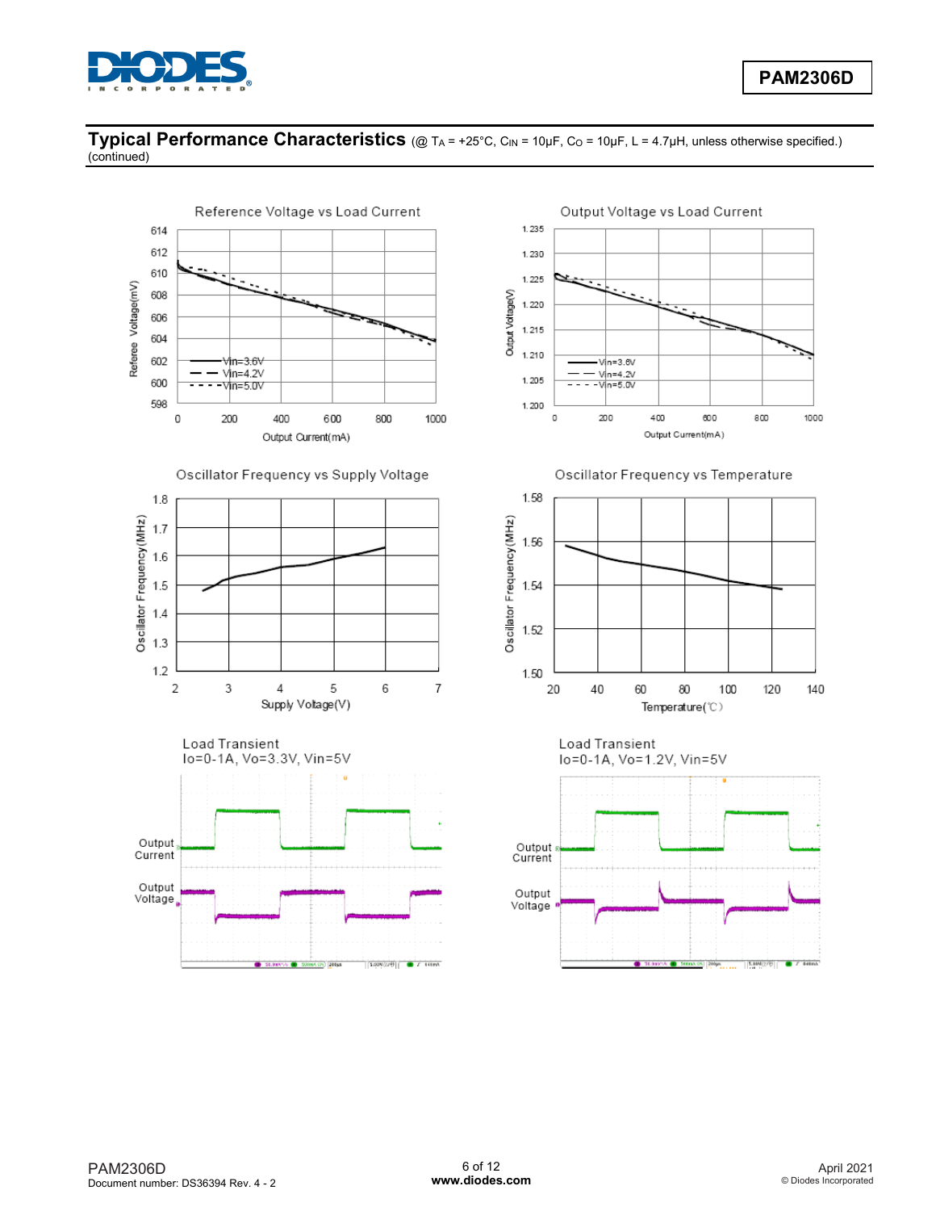## Typical Performance Characteristics (@ $T_A$ = +25°C, $C_{IN}$ = 10µF, $C_O$ = 10µF, L = 4.7µH, unless otherwise specified.) (continued)

Reference Voltage vs Load Current

Output Voltage vs Load Current

Oscillator Frequency vs Supply Voltage

Oscillator Frequency vs Temperature

Load Transient
Io=0-1A, Vo=3.3V, Vin=5V

Load Transient
Io=0-1A, Vo=1.2V, Vin=5V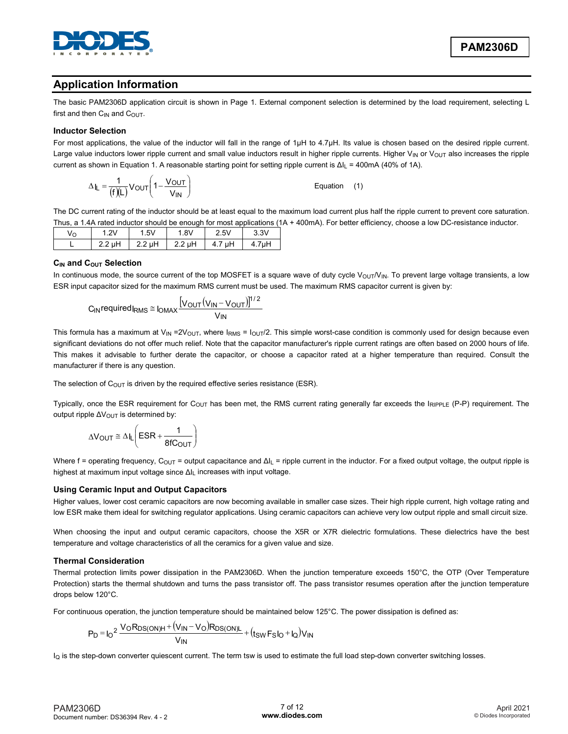## Application Information

The basic PAM2306D application circuit is shown in Page 1. External component selection is determined by the load requirement, selecting L first and then $C_{IN}$ and $C_{OUT}$.

### Inductor Selection

For most applications, the value of the inductor will fall in the range of 1µH to 4.7µH. Its value is chosen based on the desired ripple current. Large value inductors lower ripple current and small value inductors result in higher ripple currents. Higher $V_{IN}$ or $V_{OUT}$ also increases the ripple current as shown in Equation 1. A reasonable starting point for setting ripple current is $\Delta I_L$ = 400mA (40% of 1A).

$$\Delta I_L = \frac{1}{(f)(L)} V_{OUT} \left(1 - \frac{V_{OUT}}{V_{IN}}\right) \qquad \text{Equation (1)}$$

The DC current rating of the inductor should be at least equal to the maximum load current plus half the ripple current to prevent core saturation. Thus, a 1.4A rated inductor should be enough for most applications (1A + 400mA). For better efficiency, choose a low DC-resistance inductor.

| $V_O$ | 1.2V | 1.5V | 1.8V | 2.5V | 3.3V |
|---|---|---|---|---|---|
| L | 2.2 µH | 2.2 µH | 2.2 µH | 4.7 µH | 4.7µH |

### $C_{IN}$ and $C_{OUT}$ Selection

In continuous mode, the source current of the top MOSFET is a square wave of duty cycle $V_{OUT}/V_{IN}$. To prevent large voltage transients, a low ESR input capacitor sized for the maximum RMS current must be used. The maximum RMS capacitor current is given by:

$$C_{IN} \text{required} I_{RMS} \cong I_{OMAX} \frac{\left[V_{OUT}(V_{IN} - V_{OUT})\right]^{1/2}}{V_{IN}}$$

This formula has a maximum at $V_{IN} = 2V_{OUT}$, where $I_{RMS} = I_{OUT}/2$. This simple worst-case condition is commonly used for design because even significant deviations do not offer much relief. Note that the capacitor manufacturer's ripple current ratings are often based on 2000 hours of life. This makes it advisable to further derate the capacitor, or choose a capacitor rated at a higher temperature than required. Consult the manufacturer if there is any question.

The selection of $C_{OUT}$ is driven by the required effective series resistance (ESR).

Typically, once the ESR requirement for $C_{OUT}$ has been met, the RMS current rating generally far exceeds the $I_{RIPPLE}$ (P-P) requirement. The output ripple $\Delta V_{OUT}$ is determined by:

$$\Delta V_{OUT} \cong \Delta I_L \left(ESR + \frac{1}{8fC_{OUT}}\right)$$

Where f = operating frequency, $C_{OUT}$ = output capacitance and $\Delta I_L$ = ripple current in the inductor. For a fixed output voltage, the output ripple is highest at maximum input voltage since $\Delta I_L$ increases with input voltage.

### Using Ceramic Input and Output Capacitors

Higher values, lower cost ceramic capacitors are now becoming available in smaller case sizes. Their high ripple current, high voltage rating and low ESR make them ideal for switching regulator applications. Using ceramic capacitors can achieve very low output ripple and small circuit size.

When choosing the input and output ceramic capacitors, choose the X5R or X7R dielectric formulations. These dielectrics have the best temperature and voltage characteristics of all the ceramics for a given value and size.

### Thermal Consideration

Thermal protection limits power dissipation in the PAM2306D. When the junction temperature exceeds 150°C, the OTP (Over Temperature Protection) starts the thermal shutdown and turns the pass transistor off. The pass transistor resumes operation after the junction temperature drops below 120°C.

For continuous operation, the junction temperature should be maintained below 125°C. The power dissipation is defined as:

$$P_D = I_O^2 \frac{V_O R_{DS(ON)H} + (V_{IN} - V_O) R_{DS(ON)L}}{V_{IN}} + (t_{SW} F_S I_O + I_Q) V_{IN}$$

$I_Q$ is the step-down converter quiescent current. The term tsw is used to estimate the full load step-down converter switching losses.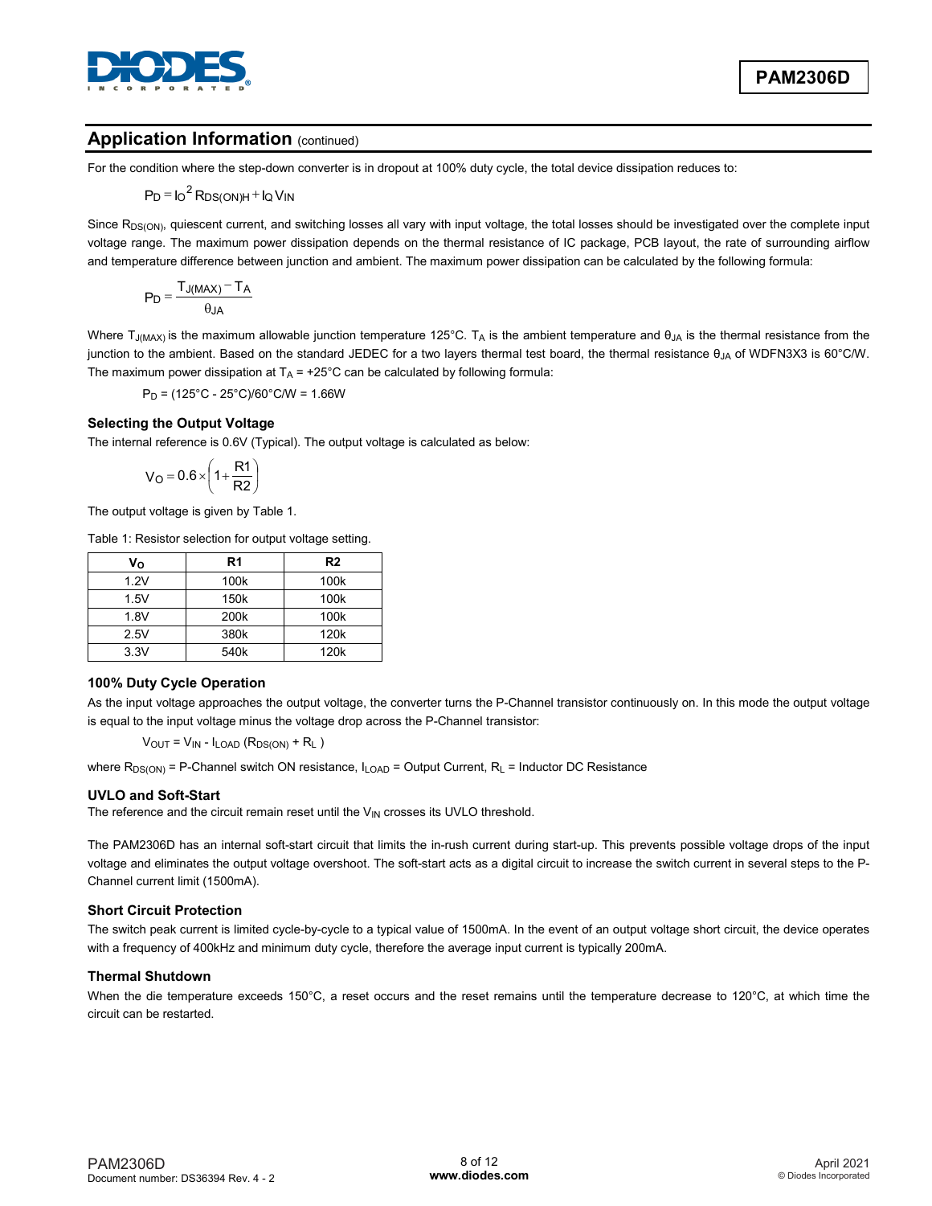## Application Information (continued)

For the condition where the step-down converter is in dropout at 100% duty cycle, the total device dissipation reduces to:

$$P_D = I_O^2 R_{DS(ON)H} + I_Q V_{IN}$$

Since $R_{DS(ON)}$, quiescent current, and switching losses all vary with input voltage, the total losses should be investigated over the complete input voltage range. The maximum power dissipation depends on the thermal resistance of IC package, PCB layout, the rate of surrounding airflow and temperature difference between junction and ambient. The maximum power dissipation can be calculated by the following formula:

$$P_D = \frac{T_{J(MAX)} - T_A}{\theta_{JA}}$$

Where $T_{J(MAX)}$ is the maximum allowable junction temperature 125°C. $T_A$ is the ambient temperature and $\theta_{JA}$ is the thermal resistance from the junction to the ambient. Based on the standard JEDEC for a two layers thermal test board, the thermal resistance $\theta_{JA}$ of WDFN3X3 is 60°C/W. The maximum power dissipation at $T_A$ = +25°C can be calculated by following formula:

$P_D$ = (125°C - 25°C)/60°C/W = 1.66W

### Selecting the Output Voltage

The internal reference is 0.6V (Typical). The output voltage is calculated as below:

$$V_O = 0.6 \times \left(1 + \frac{R1}{R2}\right)$$

The output voltage is given by Table 1.

Table 1: Resistor selection for output voltage setting.

| $V_O$ | R1 | R2 |
|---|---|---|
| 1.2V | 100k | 100k |
| 1.5V | 150k | 100k |
| 1.8V | 200k | 100k |
| 2.5V | 380k | 120k |
| 3.3V | 540k | 120k |

### 100% Duty Cycle Operation

As the input voltage approaches the output voltage, the converter turns the P-Channel transistor continuously on. In this mode the output voltage is equal to the input voltage minus the voltage drop across the P-Channel transistor:

$V_{OUT} = V_{IN} - I_{LOAD} (R_{DS(ON)} + R_L)$

where $R_{DS(ON)}$ = P-Channel switch ON resistance, $I_{LOAD}$ = Output Current, $R_L$ = Inductor DC Resistance

### UVLO and Soft-Start

The reference and the circuit remain reset until the $V_{IN}$ crosses its UVLO threshold.

The PAM2306D has an internal soft-start circuit that limits the in-rush current during start-up. This prevents possible voltage drops of the input voltage and eliminates the output voltage overshoot. The soft-start acts as a digital circuit to increase the switch current in several steps to the P-Channel current limit (1500mA).

### Short Circuit Protection

The switch peak current is limited cycle-by-cycle to a typical value of 1500mA. In the event of an output voltage short circuit, the device operates with a frequency of 400kHz and minimum duty cycle, therefore the average input current is typically 200mA.

### Thermal Shutdown

When the die temperature exceeds 150°C, a reset occurs and the reset remains until the temperature decrease to 120°C, at which time the circuit can be restarted.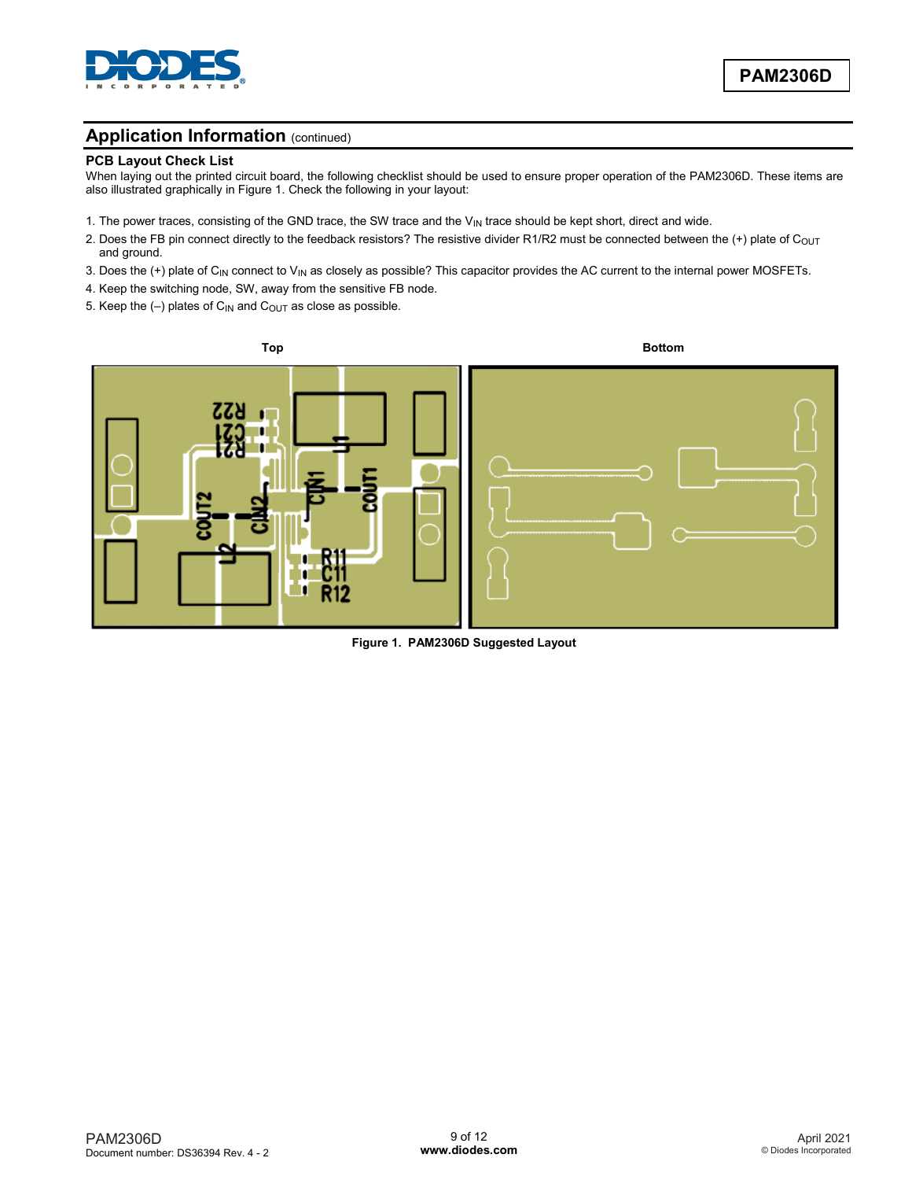## Application Information (continued)

### PCB Layout Check List

When laying out the printed circuit board, the following checklist should be used to ensure proper operation of the PAM2306D. These items are also illustrated graphically in Figure 1. Check the following in your layout:

1. The power traces, consisting of the GND trace, the SW trace and the $V_{IN}$ trace should be kept short, direct and wide.
2. Does the FB pin connect directly to the feedback resistors? The resistive divider R1/R2 must be connected between the (+) plate of $C_{OUT}$ and ground.
3. Does the (+) plate of $C_{IN}$ connect to $V_{IN}$ as closely as possible? This capacitor provides the AC current to the internal power MOSFETs.
4. Keep the switching node, SW, away from the sensitive FB node.
5. Keep the (–) plates of $C_{IN}$ and $C_{OUT}$ as close as possible.

Top

Bottom

Figure 1. PAM2306D Suggested Layout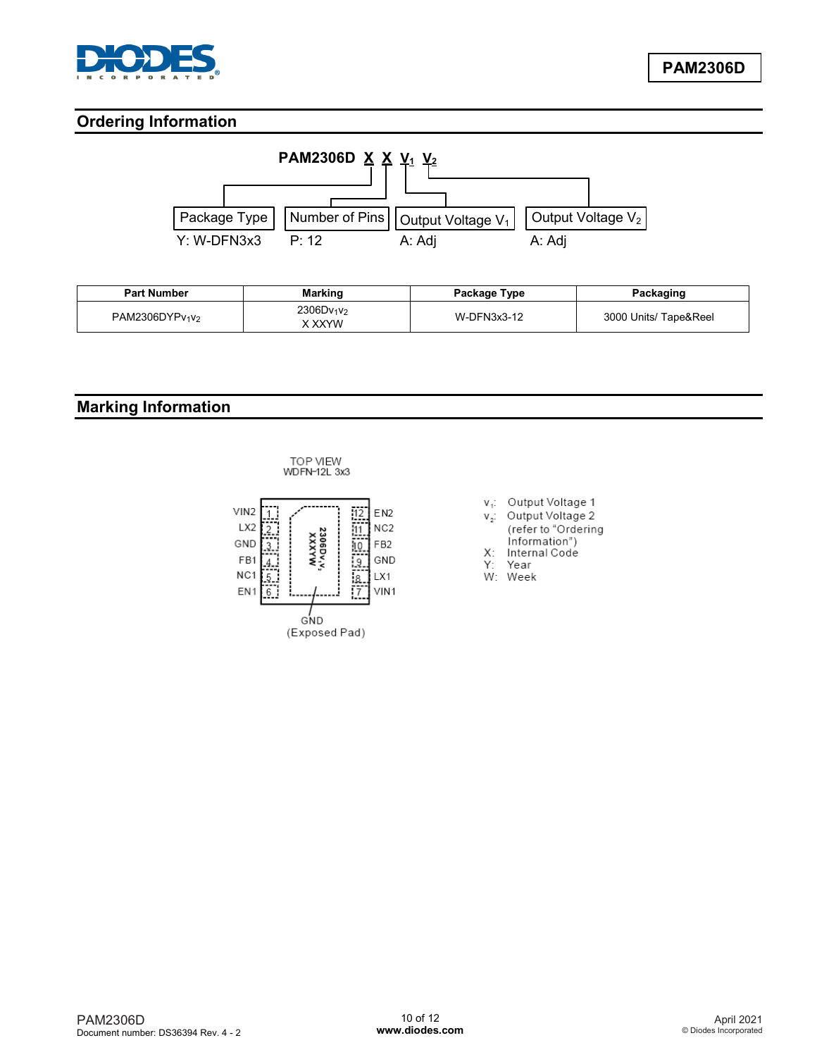## Ordering Information

PAM2306D X X $V_1$ $V_2$

| Package Type | Number of Pins | Output Voltage $V_1$ | Output Voltage $V_2$ |
|---|---|---|---|
| Y: W-DFN3x3 | P: 12 | A: Adj | A: Adj |

| Part Number | Marking | Package Type | Packaging |
|---|---|---|---|
| PAM2306DYP$v_1v_2$ | 2306D$v_1v_2$ X XXYW | W-DFN3x3-12 | 3000 Units/ Tape&Reel |

## Marking Information

TOP VIEW
WDFN-12L 3x3

| Pin | Name | Pin | Name |
|---|---|---|---|
| 1 | VIN2 | 12 | EN2 |
| 2 | LX2 | 11 | NC2 |
| 3 | GND | 10 | FB2 |
| 4 | FB1 | 9 | GND |
| 5 | NC1 | 8 | LX1 |
| 6 | EN1 | 7 | VIN1 |

Marking: 2306D$v_1v_2$ XXXYW

GND (Exposed Pad)

$v_1$: Output Voltage 1
$v_2$: Output Voltage 2 (refer to "Ordering Information")
X: Internal Code
Y: Year
W: Week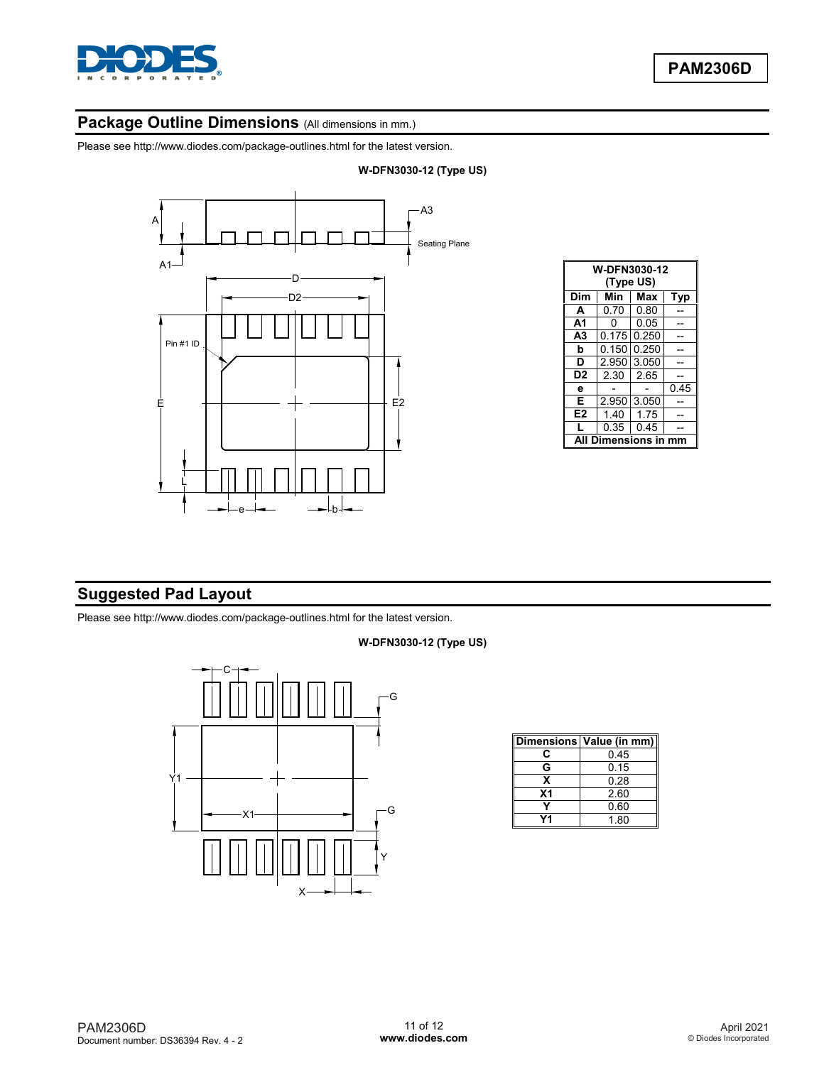## Package Outline Dimensions (All dimensions in mm.)

Please see http://www.diodes.com/package-outlines.html for the latest version.

**W-DFN3030-12 (Type US)**

| W-DFN3030-12 (Type US) | | | |
|---|---|---|---|
| **Dim** | **Min** | **Max** | **Typ** |
| **A** | 0.70 | 0.80 | -- |
| **A1** | 0 | 0.05 | -- |
| **A3** | 0.175 | 0.250 | -- |
| **b** | 0.150 | 0.250 | -- |
| **D** | 2.950 | 3.050 | -- |
| **D2** | 2.30 | 2.65 | -- |
| **e** | - | - | 0.45 |
| **E** | 2.950 | 3.050 | -- |
| **E2** | 1.40 | 1.75 | -- |
| **L** | 0.35 | 0.45 | -- |
| **All Dimensions in mm** | | | |

## Suggested Pad Layout

Please see http://www.diodes.com/package-outlines.html for the latest version.

**W-DFN3030-12 (Type US)**

| Dimensions | Value (in mm) |
|---|---|
| **C** | 0.45 |
| **G** | 0.15 |
| **X** | 0.28 |
| **X1** | 2.60 |
| **Y** | 0.60 |
| **Y1** | 1.80 |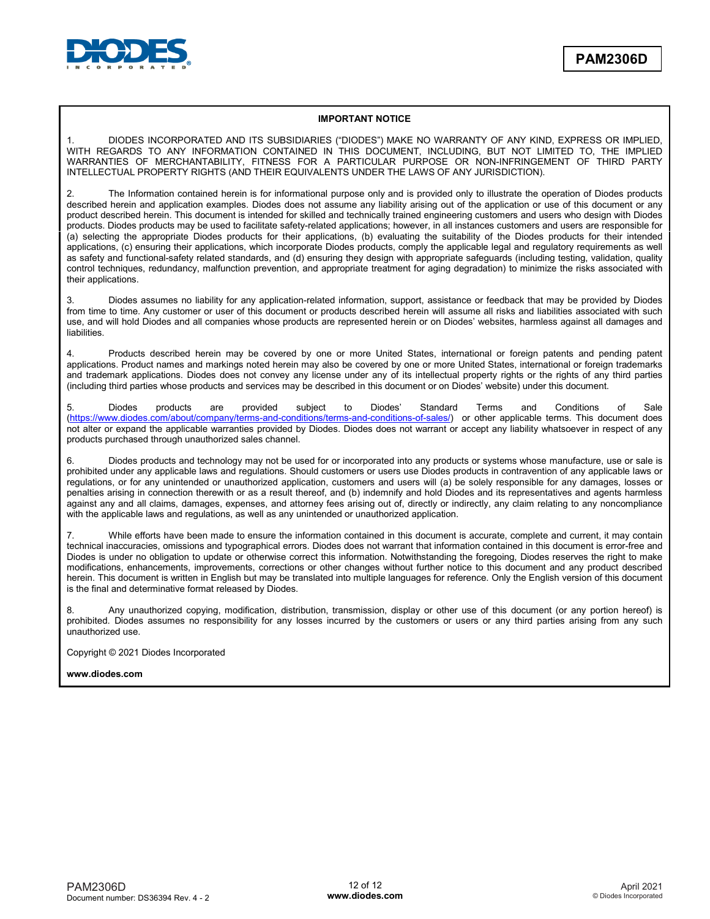**IMPORTANT NOTICE**

1. DIODES INCORPORATED AND ITS SUBSIDIARIES ("DIODES") MAKE NO WARRANTY OF ANY KIND, EXPRESS OR IMPLIED, WITH REGARDS TO ANY INFORMATION CONTAINED IN THIS DOCUMENT, INCLUDING, BUT NOT LIMITED TO, THE IMPLIED WARRANTIES OF MERCHANTABILITY, FITNESS FOR A PARTICULAR PURPOSE OR NON-INFRINGEMENT OF THIRD PARTY INTELLECTUAL PROPERTY RIGHTS (AND THEIR EQUIVALENTS UNDER THE LAWS OF ANY JURISDICTION).

2. The Information contained herein is for informational purpose only and is provided only to illustrate the operation of Diodes products described herein and application examples. Diodes does not assume any liability arising out of the application or use of this document or any product described herein. This document is intended for skilled and technically trained engineering customers and users who design with Diodes products. Diodes products may be used to facilitate safety-related applications; however, in all instances customers and users are responsible for (a) selecting the appropriate Diodes products for their applications, (b) evaluating the suitability of the Diodes products for their intended applications, (c) ensuring their applications, which incorporate Diodes products, comply the applicable legal and regulatory requirements as well as safety and functional-safety related standards, and (d) ensuring they design with appropriate safeguards (including testing, validation, quality control techniques, redundancy, malfunction prevention, and appropriate treatment for aging degradation) to minimize the risks associated with their applications.

3. Diodes assumes no liability for any application-related information, support, assistance or feedback that may be provided by Diodes from time to time. Any customer or user of this document or products described herein will assume all risks and liabilities associated with such use, and will hold Diodes and all companies whose products are represented herein or on Diodes' websites, harmless against all damages and liabilities.

4. Products described herein may be covered by one or more United States, international or foreign patents and pending patent applications. Product names and markings noted herein may also be covered by one or more United States, international or foreign trademarks and trademark applications. Diodes does not convey any license under any of its intellectual property rights or the rights of any third parties (including third parties whose products and services may be described in this document or on Diodes' website) under this document.

5. Diodes products are provided subject to Diodes' Standard Terms and Conditions of Sale (https://www.diodes.com/about/company/terms-and-conditions/terms-and-conditions-of-sales/) or other applicable terms. This document does not alter or expand the applicable warranties provided by Diodes. Diodes does not warrant or accept any liability whatsoever in respect of any products purchased through unauthorized sales channel.

6. Diodes products and technology may not be used for or incorporated into any products or systems whose manufacture, use or sale is prohibited under any applicable laws and regulations. Should customers or users use Diodes products in contravention of any applicable laws or regulations, or for any unintended or unauthorized application, customers and users will (a) be solely responsible for any damages, losses or penalties arising in connection therewith or as a result thereof, and (b) indemnify and hold Diodes and its representatives and agents harmless against any and all claims, damages, expenses, and attorney fees arising out of, directly or indirectly, any claim relating to any noncompliance with the applicable laws and regulations, as well as any unintended or unauthorized application.

7. While efforts have been made to ensure the information contained in this document is accurate, complete and current, it may contain technical inaccuracies, omissions and typographical errors. Diodes does not warrant that information contained in this document is error-free and Diodes is under no obligation to update or otherwise correct this information. Notwithstanding the foregoing, Diodes reserves the right to make modifications, enhancements, improvements, corrections or other changes without further notice to this document and any product described herein. This document is written in English but may be translated into multiple languages for reference. Only the English version of this document is the final and determinative format released by Diodes.

8. Any unauthorized copying, modification, distribution, transmission, display or other use of this document (or any portion hereof) is prohibited. Diodes assumes no responsibility for any losses incurred by the customers or users or any third parties arising from any such unauthorized use.

Copyright © 2021 Diodes Incorporated

**www.diodes.com**